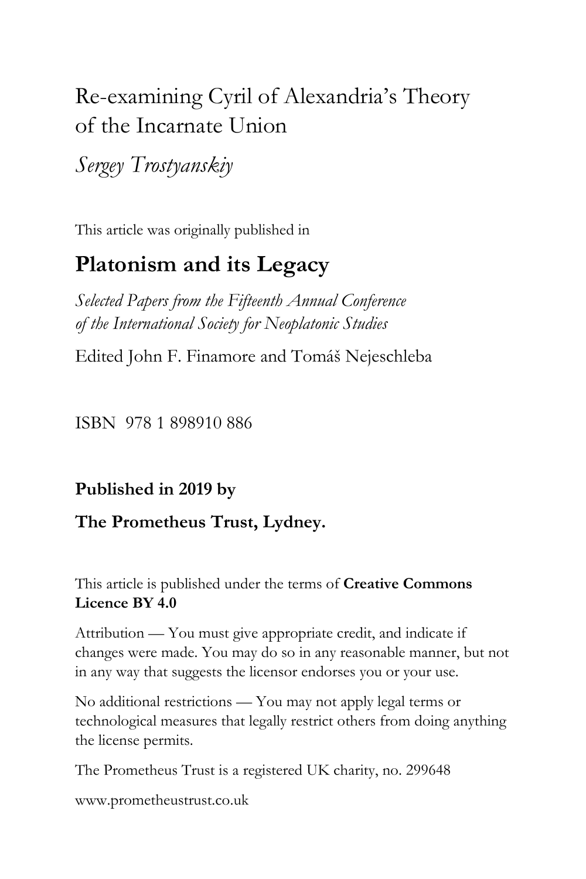# Re-examining Cyril of Alexandria's Theory of the Incarnate Union

*Sergey Trostyanskiy*

This article was originally published in

## Platonism and its Legacy

*Selected Papers from the Fifteenth Annual Conference of the International Society for Neoplatonic Studies*

Edited John F. Finamore and Tomáš Nejeschleba

ISBN 978 1 898910 886

**Published in 2019 by**

**The Prometheus Trust, Lydney.**

This article is published under the terms of **Creative Commons Licence BY 4.0**

Attribution — You must give appropriate credit, and indicate if changes were made. You may do so in any reasonable manner, but not in any way that suggests the licensor endorses you or your use.

No additional restrictions — You may not apply legal terms or technological measures that legally restrict others from doing anything the license permits.

The Prometheus Trust is a registered UK charity, no. 299648

www.prometheustrust.co.uk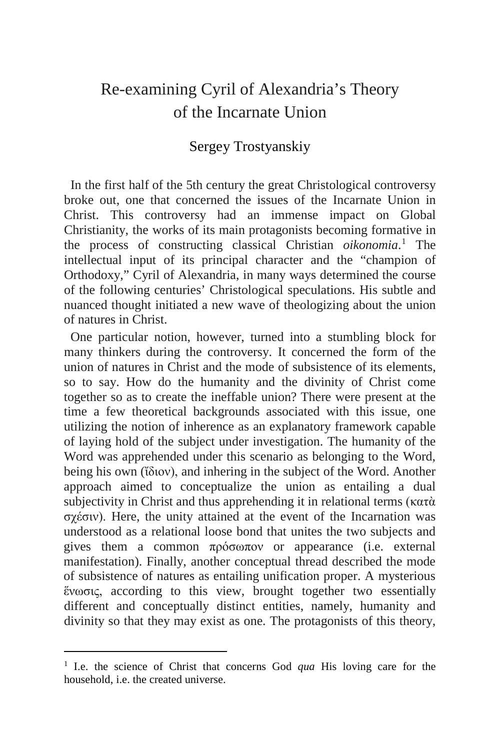# Re-examining Cyril of Alexandria's Theory of the Incarnate Union

Sergey Trostyanskiy

In the first half of the 5th century the great Christological controversy broke out, one that concerned the issues of the Incarnate Union in Christ. This controversy had an immense impact on Global Christianity, the works of its main protagonists becoming formative in the process of constructing classical Christian *oikonomia*.[1] The intellectual input of its principal character and the "champion of Orthodoxy," Cyril of Alexandria, in many ways determined the course of the following centuries' Christological speculations. His subtle and nuanced thought initiated a new wave of theologizing about the union of natures in Christ.

One particular notion, however, turned into a stumbling block for many thinkers during the controversy. It concerned the form of the union of natures in Christ and the mode of subsistence of its elements, so to say. How do the humanity and the divinity of Christ come together so as to create the ineffable union? There were present at the time a few theoretical backgrounds associated with this issue, one utilizing the notion of inherence as an explanatory framework capable of laying hold of the subject under investigation. The humanity of the Word was apprehended under this scenario as belonging to the Word, being his own (ἴδιον), and inhering in the subject of the Word. Another approach aimed to conceptualize the union as entailing a dual subjectivity in Christ and thus apprehending it in relational terms (κατὰ σχέσιν). Here, the unity attained at the event of the Incarnation was understood as a relational loose bond that unites the two subjects and gives them a common πρόσωπον or appearance (i.e. external manifestation). Finally, another conceptual thread described the mode of subsistence of natures as entailing unification proper. A mysterious ἕνωσις, according to this view, brought together two essentially different and conceptually distinct entities, namely, humanity and divinity so that they may exist as one. The protagonists of this theory,

[1] I.e. the science of Christ that concerns God *qua* His loving care for the household, i.e. the created universe.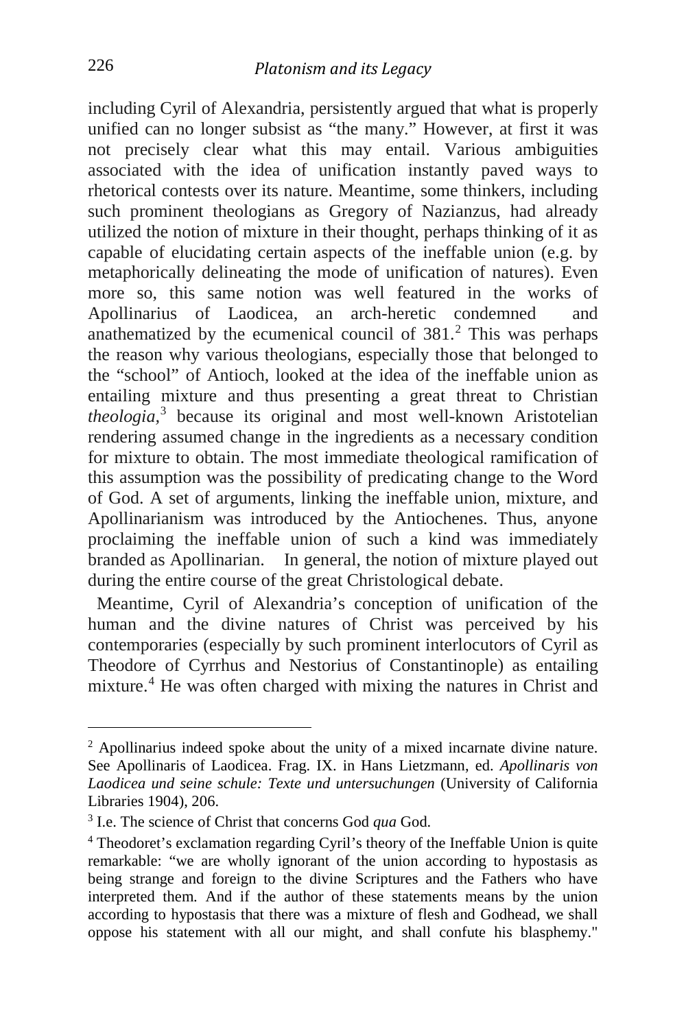including Cyril of Alexandria, persistently argued that what is properly unified can no longer subsist as "the many." However, at first it was not precisely clear what this may entail. Various ambiguities associated with the idea of unification instantly paved ways to rhetorical contests over its nature. Meantime, some thinkers, including such prominent theologians as Gregory of Nazianzus, had already utilized the notion of mixture in their thought, perhaps thinking of it as capable of elucidating certain aspects of the ineffable union (e.g. by metaphorically delineating the mode of unification of natures). Even more so, this same notion was well featured in the works of Apollinarius of Laodicea, an arch-heretic condemned and anathematized by the ecumenical council of 381.[2] This was perhaps the reason why various theologians, especially those that belonged to the "school" of Antioch, looked at the idea of the ineffable union as entailing mixture and thus presenting a great threat to Christian *theologia*,[3] because its original and most well-known Aristotelian rendering assumed change in the ingredients as a necessary condition for mixture to obtain. The most immediate theological ramification of this assumption was the possibility of predicating change to the Word of God. A set of arguments, linking the ineffable union, mixture, and Apollinarianism was introduced by the Antiochenes. Thus, anyone proclaiming the ineffable union of such a kind was immediately branded as Apollinarian. In general, the notion of mixture played out during the entire course of the great Christological debate.

Meantime, Cyril of Alexandria's conception of unification of the human and the divine natures of Christ was perceived by his contemporaries (especially by such prominent interlocutors of Cyril as Theodore of Cyrrhus and Nestorius of Constantinople) as entailing mixture.[4] He was often charged with mixing the natures in Christ and

---

[2] Apollinarius indeed spoke about the unity of a mixed incarnate divine nature. See Apollinaris of Laodicea. Frag. IX. in Hans Lietzmann, ed. *Apollinaris von Laodicea und seine schule: Texte und untersuchungen* (University of California Libraries 1904), 206.

[3] I.e. The science of Christ that concerns God *qua* God.

[4] Theodoret's exclamation regarding Cyril's theory of the Ineffable Union is quite remarkable: "we are wholly ignorant of the union according to hypostasis as being strange and foreign to the divine Scriptures and the Fathers who have interpreted them. And if the author of these statements means by the union according to hypostasis that there was a mixture of flesh and Godhead, we shall oppose his statement with all our might, and shall confute his blasphemy."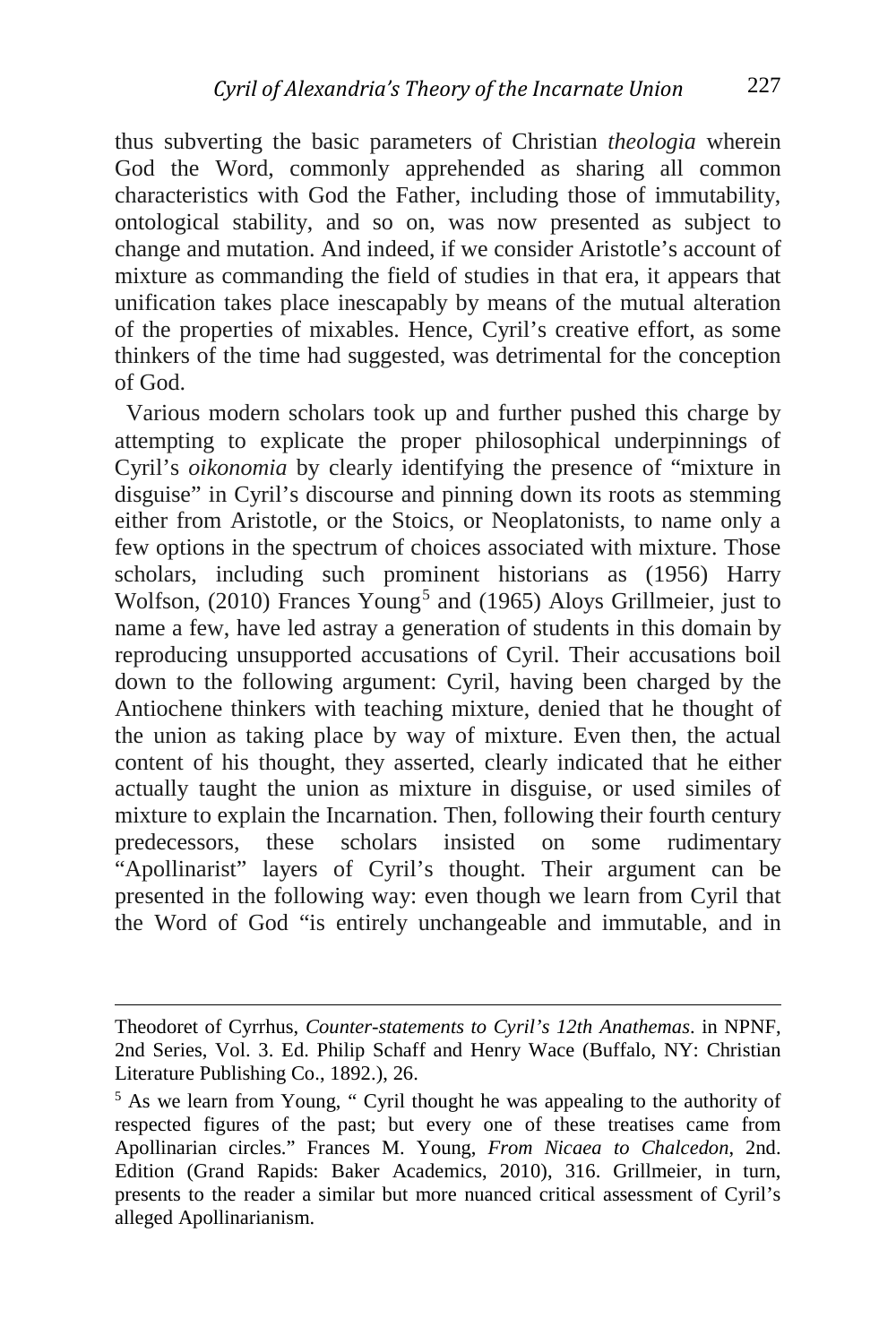thus subverting the basic parameters of Christian *theologia* wherein God the Word, commonly apprehended as sharing all common characteristics with God the Father, including those of immutability, ontological stability, and so on, was now presented as subject to change and mutation. And indeed, if we consider Aristotle's account of mixture as commanding the field of studies in that era, it appears that unification takes place inescapably by means of the mutual alteration of the properties of mixables. Hence, Cyril's creative effort, as some thinkers of the time had suggested, was detrimental for the conception of God.

Various modern scholars took up and further pushed this charge by attempting to explicate the proper philosophical underpinnings of Cyril's *oikonomia* by clearly identifying the presence of "mixture in disguise" in Cyril's discourse and pinning down its roots as stemming either from Aristotle, or the Stoics, or Neoplatonists, to name only a few options in the spectrum of choices associated with mixture. Those scholars, including such prominent historians as (1956) Harry Wolfson, (2010) Frances Young[5] and (1965) Aloys Grillmeier, just to name a few, have led astray a generation of students in this domain by reproducing unsupported accusations of Cyril. Their accusations boil down to the following argument: Cyril, having been charged by the Antiochene thinkers with teaching mixture, denied that he thought of the union as taking place by way of mixture. Even then, the actual content of his thought, they asserted, clearly indicated that he either actually taught the union as mixture in disguise, or used similes of mixture to explain the Incarnation. Then, following their fourth century predecessors, these scholars insisted on some rudimentary "Apollinarist" layers of Cyril's thought. Their argument can be presented in the following way: even though we learn from Cyril that the Word of God "is entirely unchangeable and immutable, and in

---

Theodoret of Cyrrhus, *Counter-statements to Cyril's 12th Anathemas*. in NPNF, 2nd Series, Vol. 3. Ed. Philip Schaff and Henry Wace (Buffalo, NY: Christian Literature Publishing Co., 1892.), 26.

[5] As we learn from Young, " Cyril thought he was appealing to the authority of respected figures of the past; but every one of these treatises came from Apollinarian circles." Frances M. Young, *From Nicaea to Chalcedon*, 2nd. Edition (Grand Rapids: Baker Academics, 2010), 316. Grillmeier, in turn, presents to the reader a similar but more nuanced critical assessment of Cyril's alleged Apollinarianism.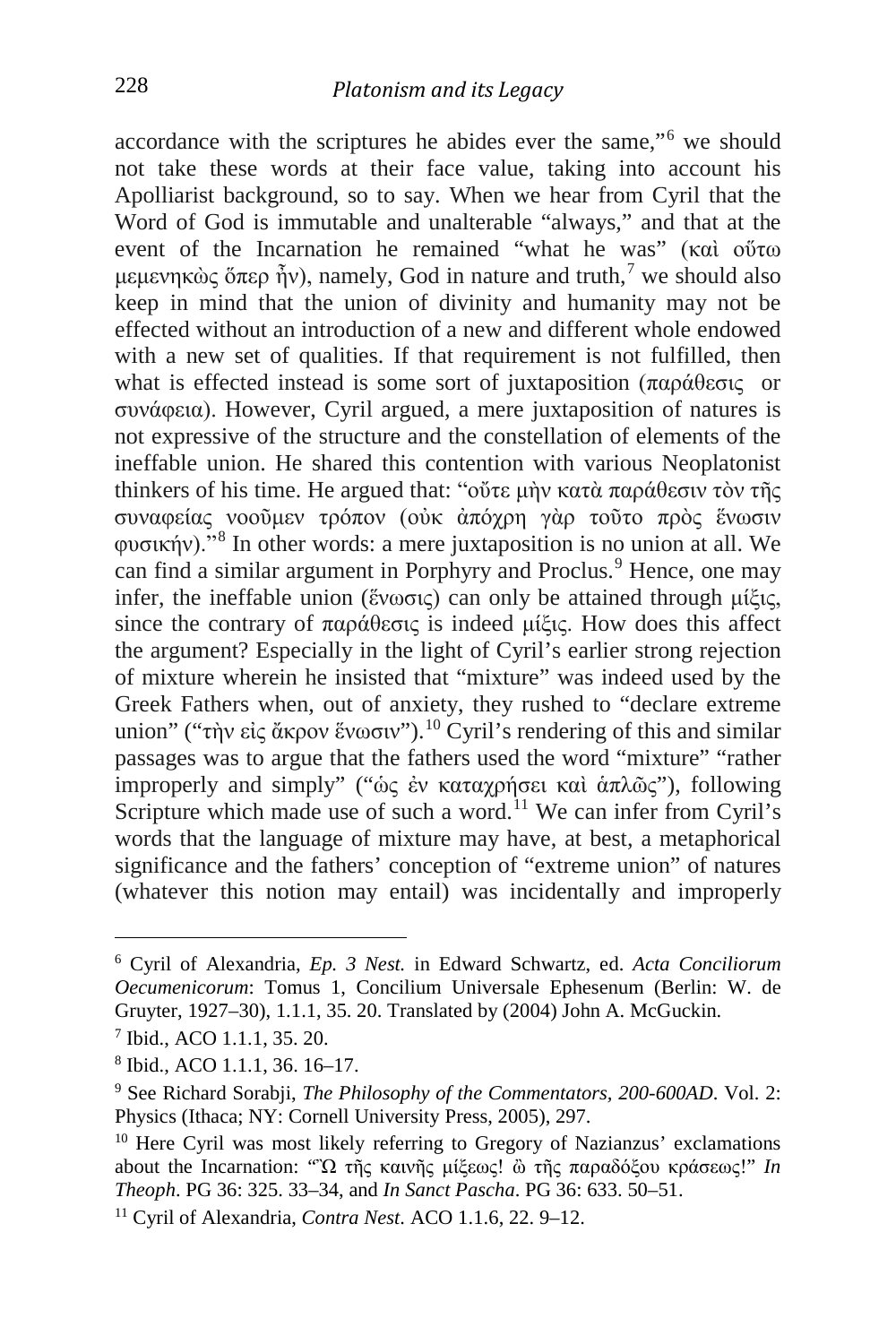accordance with the scriptures he abides ever the same,"[6] we should not take these words at their face value, taking into account his Apolliarist background, so to say. When we hear from Cyril that the Word of God is immutable and unalterable "always," and that at the event of the Incarnation he remained "what he was" (καὶ οὕτω μεμενηκὼς ὅπερ ἦν), namely, God in nature and truth,[7] we should also keep in mind that the union of divinity and humanity may not be effected without an introduction of a new and different whole endowed with a new set of qualities. If that requirement is not fulfilled, then what is effected instead is some sort of juxtaposition (παράθεσις or συνάφεια). However, Cyril argued, a mere juxtaposition of natures is not expressive of the structure and the constellation of elements of the ineffable union. He shared this contention with various Neoplatonist thinkers of his time. He argued that: "οὔτε μὴν κατὰ παράθεσιν τὸν τῆς συναφείας νοοῦμεν τρόπον (οὐκ ἀπόχρη γὰρ τοῦτο πρὸς ἕνωσιν φυσικήν)."[8] In other words: a mere juxtaposition is no union at all. We can find a similar argument in Porphyry and Proclus.[9] Hence, one may infer, the ineffable union (ἕνωσις) can only be attained through μίξις, since the contrary of παράθεσις is indeed μίξις. How does this affect the argument? Especially in the light of Cyril's earlier strong rejection of mixture wherein he insisted that "mixture" was indeed used by the Greek Fathers when, out of anxiety, they rushed to "declare extreme union" ("τὴν εἰς ἄκρον ἕνωσιν").[10] Cyril's rendering of this and similar passages was to argue that the fathers used the word "mixture" "rather improperly and simply" ("ὡς ἐν καταχρήσει καὶ ἁπλῶς"), following Scripture which made use of such a word.[11] We can infer from Cyril's words that the language of mixture may have, at best, a metaphorical significance and the fathers' conception of "extreme union" of natures (whatever this notion may entail) was incidentally and improperly

---

[6] Cyril of Alexandria, *Ep. 3 Nest.* in Edward Schwartz, ed. *Acta Conciliorum Oecumenicorum*: Tomus 1, Concilium Universale Ephesenum (Berlin: W. de Gruyter, 1927–30), 1.1.1, 35. 20. Translated by (2004) John A. McGuckin.

[7] Ibid., ACO 1.1.1, 35. 20.

[8] Ibid., ACO 1.1.1, 36. 16–17.

[9] See Richard Sorabji, *The Philosophy of the Commentators, 200-600AD*. Vol. 2: Physics (Ithaca; NY: Cornell University Press, 2005), 297.

[10] Here Cyril was most likely referring to Gregory of Nazianzus' exclamations about the Incarnation: "Ὢ τῆς καινῆς μίξεως! ὢ τῆς παραδόξου κράσεως!" *In Theoph*. PG 36: 325. 33–34, and *In Sanct Pascha*. PG 36: 633. 50–51.

[11] Cyril of Alexandria, *Contra Nest*. ACO 1.1.6, 22. 9–12.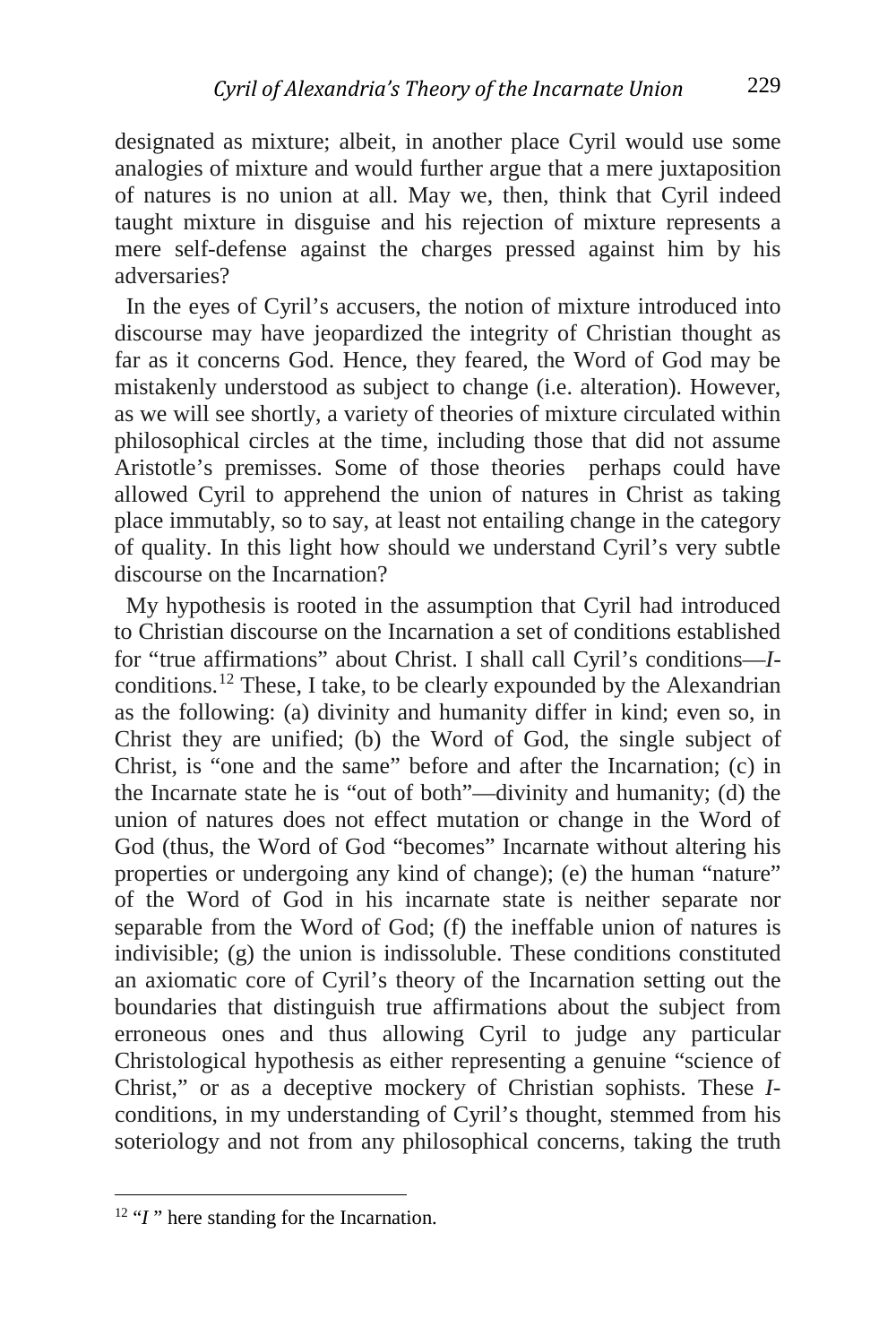designated as mixture; albeit, in another place Cyril would use some analogies of mixture and would further argue that a mere juxtaposition of natures is no union at all. May we, then, think that Cyril indeed taught mixture in disguise and his rejection of mixture represents a mere self-defense against the charges pressed against him by his adversaries?

In the eyes of Cyril's accusers, the notion of mixture introduced into discourse may have jeopardized the integrity of Christian thought as far as it concerns God. Hence, they feared, the Word of God may be mistakenly understood as subject to change (i.e. alteration). However, as we will see shortly, a variety of theories of mixture circulated within philosophical circles at the time, including those that did not assume Aristotle's premisses. Some of those theories perhaps could have allowed Cyril to apprehend the union of natures in Christ as taking place immutably, so to say, at least not entailing change in the category of quality. In this light how should we understand Cyril's very subtle discourse on the Incarnation?

My hypothesis is rooted in the assumption that Cyril had introduced to Christian discourse on the Incarnation a set of conditions established for "true affirmations" about Christ. I shall call Cyril's conditions—*I*-conditions.[12] These, I take, to be clearly expounded by the Alexandrian as the following: (a) divinity and humanity differ in kind; even so, in Christ they are unified; (b) the Word of God, the single subject of Christ, is "one and the same" before and after the Incarnation; (c) in the Incarnate state he is "out of both"—divinity and humanity; (d) the union of natures does not effect mutation or change in the Word of God (thus, the Word of God "becomes" Incarnate without altering his properties or undergoing any kind of change); (e) the human "nature" of the Word of God in his incarnate state is neither separate nor separable from the Word of God; (f) the ineffable union of natures is indivisible; (g) the union is indissoluble. These conditions constituted an axiomatic core of Cyril's theory of the Incarnation setting out the boundaries that distinguish true affirmations about the subject from erroneous ones and thus allowing Cyril to judge any particular Christological hypothesis as either representing a genuine "science of Christ," or as a deceptive mockery of Christian sophists. These *I*-conditions, in my understanding of Cyril's thought, stemmed from his soteriology and not from any philosophical concerns, taking the truth

[12] "*I* " here standing for the Incarnation.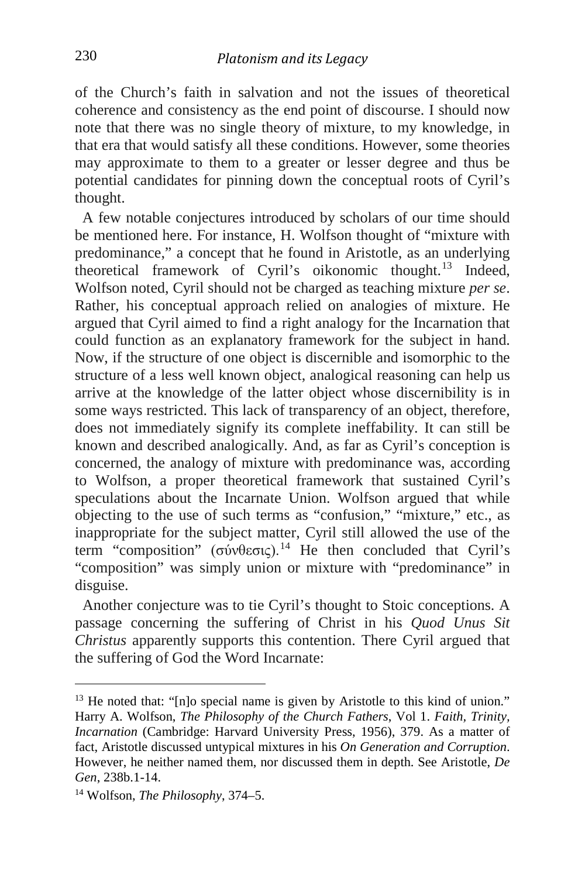of the Church's faith in salvation and not the issues of theoretical coherence and consistency as the end point of discourse. I should now note that there was no single theory of mixture, to my knowledge, in that era that would satisfy all these conditions. However, some theories may approximate to them to a greater or lesser degree and thus be potential candidates for pinning down the conceptual roots of Cyril's thought.

A few notable conjectures introduced by scholars of our time should be mentioned here. For instance, H. Wolfson thought of "mixture with predominance," a concept that he found in Aristotle, as an underlying theoretical framework of Cyril's oikonomic thought.[13] Indeed, Wolfson noted, Cyril should not be charged as teaching mixture *per se*. Rather, his conceptual approach relied on analogies of mixture. He argued that Cyril aimed to find a right analogy for the Incarnation that could function as an explanatory framework for the subject in hand. Now, if the structure of one object is discernible and isomorphic to the structure of a less well known object, analogical reasoning can help us arrive at the knowledge of the latter object whose discernibility is in some ways restricted. This lack of transparency of an object, therefore, does not immediately signify its complete ineffability. It can still be known and described analogically. And, as far as Cyril's conception is concerned, the analogy of mixture with predominance was, according to Wolfson, a proper theoretical framework that sustained Cyril's speculations about the Incarnate Union. Wolfson argued that while objecting to the use of such terms as "confusion," "mixture," etc., as inappropriate for the subject matter, Cyril still allowed the use of the term "composition" (σύνθεσις).[14] He then concluded that Cyril's "composition" was simply union or mixture with "predominance" in disguise.

Another conjecture was to tie Cyril's thought to Stoic conceptions. A passage concerning the suffering of Christ in his *Quod Unus Sit Christus* apparently supports this contention. There Cyril argued that the suffering of God the Word Incarnate:

---

[13] He noted that: "[n]o special name is given by Aristotle to this kind of union." Harry A. Wolfson, *The Philosophy of the Church Fathers*, Vol 1. *Faith, Trinity, Incarnation* (Cambridge: Harvard University Press, 1956), 379. As a matter of fact, Aristotle discussed untypical mixtures in his *On Generation and Corruption*. However, he neither named them, nor discussed them in depth. See Aristotle, *De Gen*, 238b.1-14.

[14] Wolfson, *The Philosophy*, 374–5.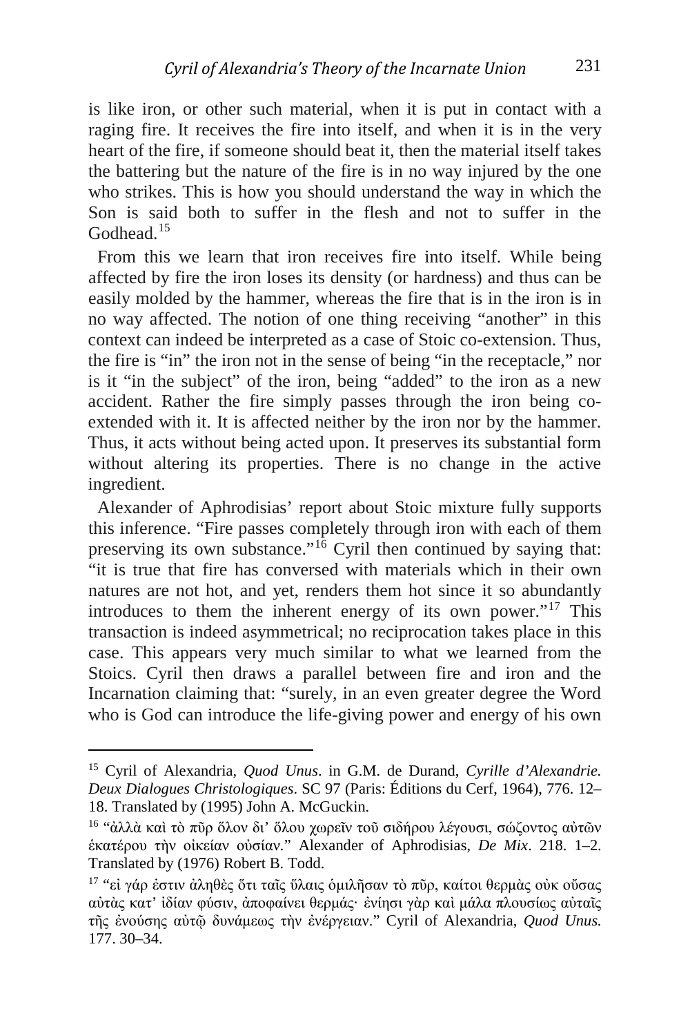is like iron, or other such material, when it is put in contact with a raging fire. It receives the fire into itself, and when it is in the very heart of the fire, if someone should beat it, then the material itself takes the battering but the nature of the fire is in no way injured by the one who strikes. This is how you should understand the way in which the Son is said both to suffer in the flesh and not to suffer in the Godhead.[15]

From this we learn that iron receives fire into itself. While being affected by fire the iron loses its density (or hardness) and thus can be easily molded by the hammer, whereas the fire that is in the iron is in no way affected. The notion of one thing receiving "another" in this context can indeed be interpreted as a case of Stoic co-extension. Thus, the fire is "in" the iron not in the sense of being "in the receptacle," nor is it "in the subject" of the iron, being "added" to the iron as a new accident. Rather the fire simply passes through the iron being co-extended with it. It is affected neither by the iron nor by the hammer. Thus, it acts without being acted upon. It preserves its substantial form without altering its properties. There is no change in the active ingredient.

Alexander of Aphrodisias' report about Stoic mixture fully supports this inference. "Fire passes completely through iron with each of them preserving its own substance."[16] Cyril then continued by saying that: "it is true that fire has conversed with materials which in their own natures are not hot, and yet, renders them hot since it so abundantly introduces to them the inherent energy of its own power."[17] This transaction is indeed asymmetrical; no reciprocation takes place in this case. This appears very much similar to what we learned from the Stoics. Cyril then draws a parallel between fire and iron and the Incarnation claiming that: "surely, in an even greater degree the Word who is God can introduce the life-giving power and energy of his own

---

[15] Cyril of Alexandria, *Quod Unus*. in G.M. de Durand, *Cyrille d'Alexandrie. Deux Dialogues Christologiques*. SC 97 (Paris: Éditions du Cerf, 1964), 776. 12–18. Translated by (1995) John A. McGuckin.

[16] "ἀλλὰ καὶ τὸ πῦρ ὅλον δι' ὅλου χωρεῖν τοῦ σιδήρου λέγουσι, σώζοντος αὐτῶν ἑκατέρου τὴν οἰκείαν οὐσίαν." Alexander of Aphrodisias, *De Mix*. 218. 1–2. Translated by (1976) Robert B. Todd.

[17] "εἰ γάρ ἐστιν ἀληθὲς ὅτι ταῖς ὕλαις ὁμιλῆσαν τὸ πῦρ, καίτοι θερμὰς οὐκ οὔσας αὐτὰς κατ' ἰδίαν φύσιν, ἀποφαίνει θερμάς· ἐνίησι γὰρ καὶ μάλα πλουσίως αὐταῖς τῆς ἐνούσης αὐτῷ δυνάμεως τὴν ἐνέργειαν." Cyril of Alexandria, *Quod Unus.* 177. 30–34.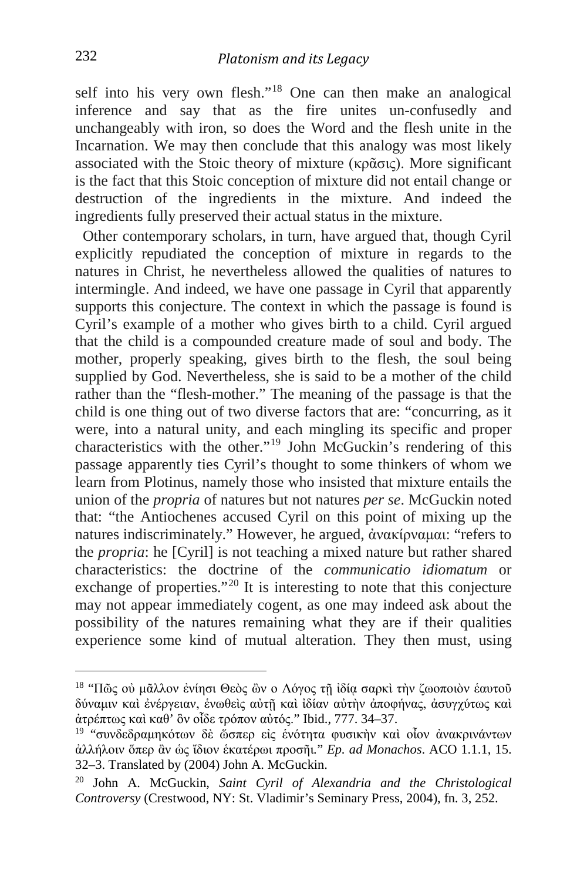self into his very own flesh."[18] One can then make an analogical inference and say that as the fire unites un-confusedly and unchangeably with iron, so does the Word and the flesh unite in the Incarnation. We may then conclude that this analogy was most likely associated with the Stoic theory of mixture (κρᾶσις). More significant is the fact that this Stoic conception of mixture did not entail change or destruction of the ingredients in the mixture. And indeed the ingredients fully preserved their actual status in the mixture.

Other contemporary scholars, in turn, have argued that, though Cyril explicitly repudiated the conception of mixture in regards to the natures in Christ, he nevertheless allowed the qualities of natures to intermingle. And indeed, we have one passage in Cyril that apparently supports this conjecture. The context in which the passage is found is Cyril's example of a mother who gives birth to a child. Cyril argued that the child is a compounded creature made of soul and body. The mother, properly speaking, gives birth to the flesh, the soul being supplied by God. Nevertheless, she is said to be a mother of the child rather than the "flesh-mother." The meaning of the passage is that the child is one thing out of two diverse factors that are: "concurring, as it were, into a natural unity, and each mingling its specific and proper characteristics with the other."[19] John McGuckin's rendering of this passage apparently ties Cyril's thought to some thinkers of whom we learn from Plotinus, namely those who insisted that mixture entails the union of the *propria* of natures but not natures *per se*. McGuckin noted that: "the Antiochenes accused Cyril on this point of mixing up the natures indiscriminately." However, he argued, ἀνακίρναμαι: "refers to the *propria*: he [Cyril] is not teaching a mixed nature but rather shared characteristics: the doctrine of the *communicatio idiomatum* or exchange of properties."[20] It is interesting to note that this conjecture may not appear immediately cogent, as one may indeed ask about the possibility of the natures remaining what they are if their qualities experience some kind of mutual alteration. They then must, using

---

[18] "Πῶς οὐ μᾶλλον ἐνίησι Θεὸς ὢν ο Λόγος τῇ ἰδίᾳ σαρκὶ τὴν ζωοποιὸν ἑαυτοῦ δύναμιν καὶ ἐνέργειαν, ἑνωθεὶς αὐτῇ καὶ ἰδίαν αὐτὴν ἀποφήνας, ἀσυγχύτως καὶ ἀτρέπτως καὶ καθ' ὃν οἶδε τρόπον αὐτός." Ibid., 777. 34–37.

[19] "συνδεδραμηκότων δὲ ὥσπερ εἰς ἑνότητα φυσικὴν καὶ οἷον ἀνακρινάντων ἀλλήλοιν ὅπερ ἂν ὡς ἴδιον ἑκατέρωι προσῆι." *Ep. ad Monachos*. ACO 1.1.1, 15. 32–3. Translated by (2004) John A. McGuckin.

[20] John A. McGuckin, *Saint Cyril of Alexandria and the Christological Controversy* (Crestwood, NY: St. Vladimir's Seminary Press, 2004), fn. 3, 252.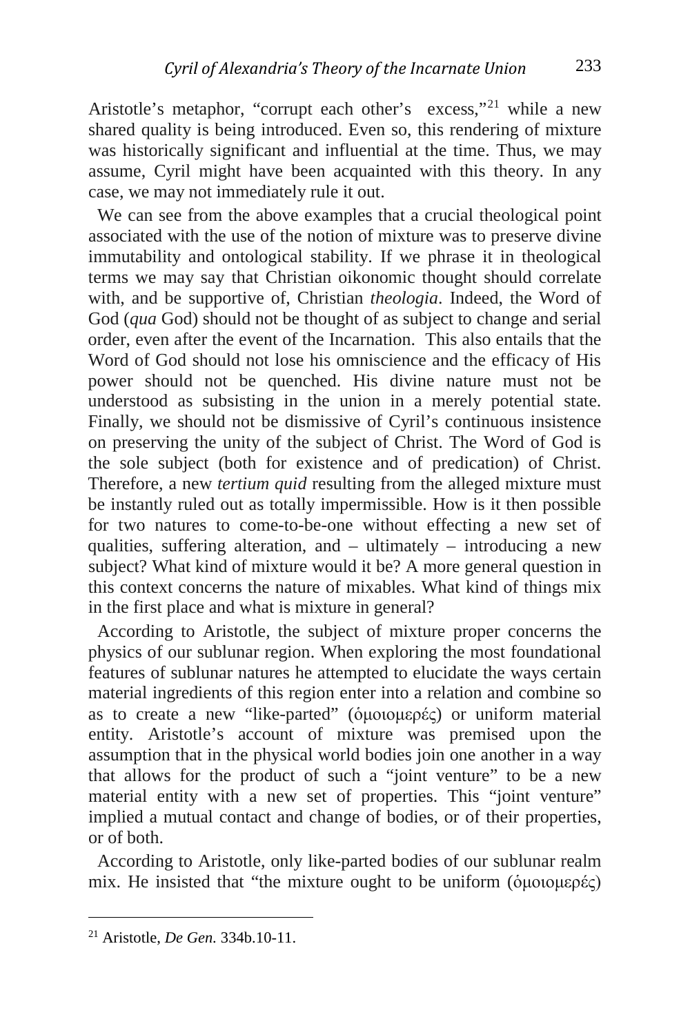Aristotle's metaphor, "corrupt each other's excess,"[21] while a new shared quality is being introduced. Even so, this rendering of mixture was historically significant and influential at the time. Thus, we may assume, Cyril might have been acquainted with this theory. In any case, we may not immediately rule it out.

We can see from the above examples that a crucial theological point associated with the use of the notion of mixture was to preserve divine immutability and ontological stability. If we phrase it in theological terms we may say that Christian oikonomic thought should correlate with, and be supportive of, Christian *theologia*. Indeed, the Word of God (*qua* God) should not be thought of as subject to change and serial order, even after the event of the Incarnation. This also entails that the Word of God should not lose his omniscience and the efficacy of His power should not be quenched. His divine nature must not be understood as subsisting in the union in a merely potential state. Finally, we should not be dismissive of Cyril's continuous insistence on preserving the unity of the subject of Christ. The Word of God is the sole subject (both for existence and of predication) of Christ. Therefore, a new *tertium quid* resulting from the alleged mixture must be instantly ruled out as totally impermissible. How is it then possible for two natures to come-to-be-one without effecting a new set of qualities, suffering alteration, and – ultimately – introducing a new subject? What kind of mixture would it be? A more general question in this context concerns the nature of mixables. What kind of things mix in the first place and what is mixture in general?

According to Aristotle, the subject of mixture proper concerns the physics of our sublunar region. When exploring the most foundational features of sublunar natures he attempted to elucidate the ways certain material ingredients of this region enter into a relation and combine so as to create a new "like-parted" (ὁμοιομερές) or uniform material entity. Aristotle's account of mixture was premised upon the assumption that in the physical world bodies join one another in a way that allows for the product of such a "joint venture" to be a new material entity with a new set of properties. This "joint venture" implied a mutual contact and change of bodies, or of their properties, or of both.

According to Aristotle, only like-parted bodies of our sublunar realm mix. He insisted that "the mixture ought to be uniform (ὁμοιομερές)

---

[21] Aristotle, *De Gen.* 334b.10-11.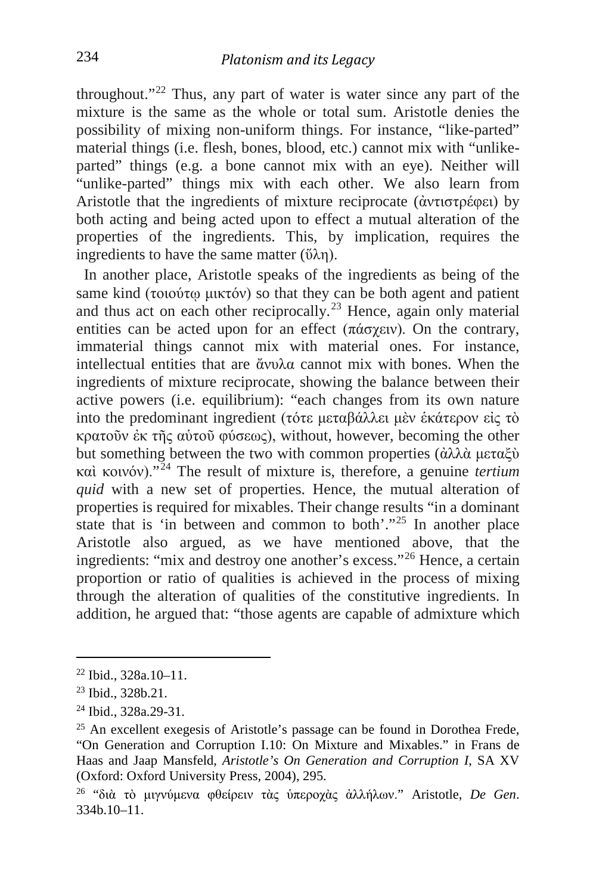throughout."[22] Thus, any part of water is water since any part of the mixture is the same as the whole or total sum. Aristotle denies the possibility of mixing non-uniform things. For instance, "like-parted" material things (i.e. flesh, bones, blood, etc.) cannot mix with "unlike-parted" things (e.g. a bone cannot mix with an eye). Neither will "unlike-parted" things mix with each other. We also learn from Aristotle that the ingredients of mixture reciprocate (ἀντιστρέφει) by both acting and being acted upon to effect a mutual alteration of the properties of the ingredients. This, by implication, requires the ingredients to have the same matter (ὕλη).

In another place, Aristotle speaks of the ingredients as being of the same kind (τοιούτῳ μικτόν) so that they can be both agent and patient and thus act on each other reciprocally.[23] Hence, again only material entities can be acted upon for an effect (πάσχειν). On the contrary, immaterial things cannot mix with material ones. For instance, intellectual entities that are ἄνυλα cannot mix with bones. When the ingredients of mixture reciprocate, showing the balance between their active powers (i.e. equilibrium): "each changes from its own nature into the predominant ingredient (τότε μεταβάλλει μὲν ἑκάτερον εἰς τὸ κρατοῦν ἐκ τῆς αὑτοῦ φύσεως), without, however, becoming the other but something between the two with common properties (ἀλλὰ μεταξὺ καὶ κοινόν)."[24] The result of mixture is, therefore, a genuine *tertium quid* with a new set of properties. Hence, the mutual alteration of properties is required for mixables. Their change results "in a dominant state that is 'in between and common to both'."[25] In another place Aristotle also argued, as we have mentioned above, that the ingredients: "mix and destroy one another's excess."[26] Hence, a certain proportion or ratio of qualities is achieved in the process of mixing through the alteration of qualities of the constitutive ingredients. In addition, he argued that: "those agents are capable of admixture which

---

[22] Ibid., 328a.10–11.

[23] Ibid., 328b.21.

[24] Ibid., 328a.29-31.

[25] An excellent exegesis of Aristotle's passage can be found in Dorothea Frede, "On Generation and Corruption I.10: On Mixture and Mixables." in Frans de Haas and Jaap Mansfeld, *Aristotle's On Generation and Corruption I*, SA XV (Oxford: Oxford University Press, 2004), 295.

[26] "διὰ τὸ μιγνύμενα φθείρειν τὰς ὑπεροχὰς ἀλλήλων." Aristotle, *De Gen*. 334b.10–11.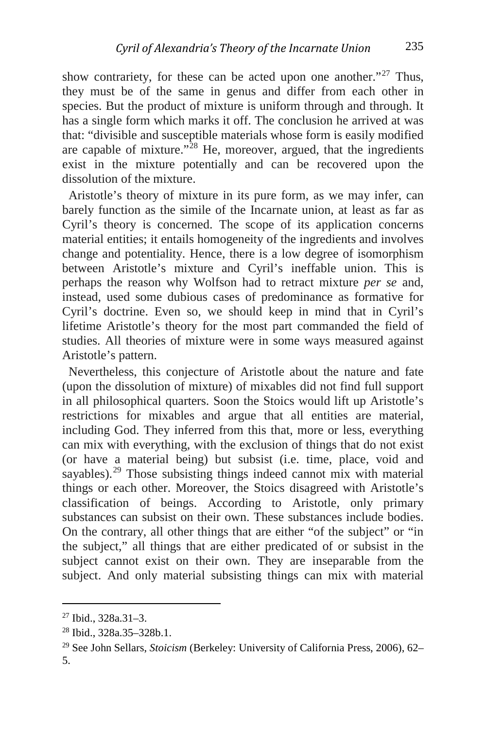show contrariety, for these can be acted upon one another."[27] Thus, they must be of the same in genus and differ from each other in species. But the product of mixture is uniform through and through. It has a single form which marks it off. The conclusion he arrived at was that: "divisible and susceptible materials whose form is easily modified are capable of mixture."[28] He, moreover, argued, that the ingredients exist in the mixture potentially and can be recovered upon the dissolution of the mixture.

Aristotle's theory of mixture in its pure form, as we may infer, can barely function as the simile of the Incarnate union, at least as far as Cyril's theory is concerned. The scope of its application concerns material entities; it entails homogeneity of the ingredients and involves change and potentiality. Hence, there is a low degree of isomorphism between Aristotle's mixture and Cyril's ineffable union. This is perhaps the reason why Wolfson had to retract mixture *per se* and, instead, used some dubious cases of predominance as formative for Cyril's doctrine. Even so, we should keep in mind that in Cyril's lifetime Aristotle's theory for the most part commanded the field of studies. All theories of mixture were in some ways measured against Aristotle's pattern.

Nevertheless, this conjecture of Aristotle about the nature and fate (upon the dissolution of mixture) of mixables did not find full support in all philosophical quarters. Soon the Stoics would lift up Aristotle's restrictions for mixables and argue that all entities are material, including God. They inferred from this that, more or less, everything can mix with everything, with the exclusion of things that do not exist (or have a material being) but subsist (i.e. time, place, void and sayables).[29] Those subsisting things indeed cannot mix with material things or each other. Moreover, the Stoics disagreed with Aristotle's classification of beings. According to Aristotle, only primary substances can subsist on their own. These substances include bodies. On the contrary, all other things that are either "of the subject" or "in the subject," all things that are either predicated of or subsist in the subject cannot exist on their own. They are inseparable from the subject. And only material subsisting things can mix with material

[27] Ibid., 328a.31–3.

[28] Ibid., 328a.35–328b.1.

[29] See John Sellars, *Stoicism* (Berkeley: University of California Press, 2006), 62–5.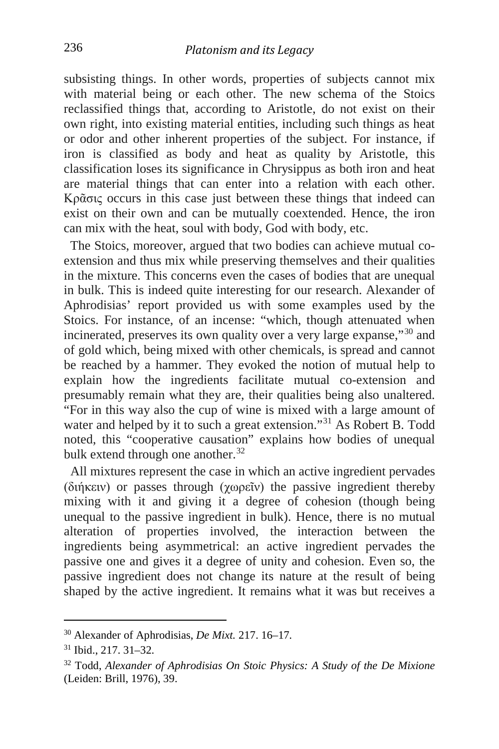subsisting things. In other words, properties of subjects cannot mix with material being or each other. The new schema of the Stoics reclassified things that, according to Aristotle, do not exist on their own right, into existing material entities, including such things as heat or odor and other inherent properties of the subject. For instance, if iron is classified as body and heat as quality by Aristotle, this classification loses its significance in Chrysippus as both iron and heat are material things that can enter into a relation with each other. Κρᾶσις occurs in this case just between these things that indeed can exist on their own and can be mutually coextended. Hence, the iron can mix with the heat, soul with body, God with body, etc.

The Stoics, moreover, argued that two bodies can achieve mutual co-extension and thus mix while preserving themselves and their qualities in the mixture. This concerns even the cases of bodies that are unequal in bulk. This is indeed quite interesting for our research. Alexander of Aphrodisias' report provided us with some examples used by the Stoics. For instance, of an incense: "which, though attenuated when incinerated, preserves its own quality over a very large expanse,"[30] and of gold which, being mixed with other chemicals, is spread and cannot be reached by a hammer. They evoked the notion of mutual help to explain how the ingredients facilitate mutual co-extension and presumably remain what they are, their qualities being also unaltered. "For in this way also the cup of wine is mixed with a large amount of water and helped by it to such a great extension."[31] As Robert B. Todd noted, this "cooperative causation" explains how bodies of unequal bulk extend through one another.[32]

All mixtures represent the case in which an active ingredient pervades (διήκειν) or passes through (χωρεῖν) the passive ingredient thereby mixing with it and giving it a degree of cohesion (though being unequal to the passive ingredient in bulk). Hence, there is no mutual alteration of properties involved, the interaction between the ingredients being asymmetrical: an active ingredient pervades the passive one and gives it a degree of unity and cohesion. Even so, the passive ingredient does not change its nature at the result of being shaped by the active ingredient. It remains what it was but receives a

---

[30] Alexander of Aphrodisias, *De Mixt.* 217. 16–17.

[31] Ibid., 217. 31–32.

[32] Todd, *Alexander of Aphrodisias On Stoic Physics: A Study of the De Mixione* (Leiden: Brill, 1976), 39.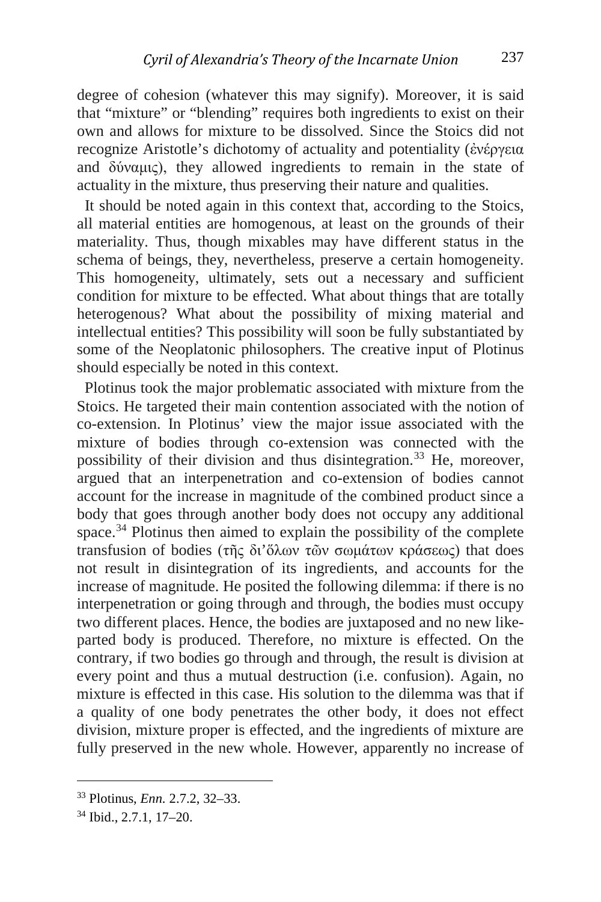degree of cohesion (whatever this may signify). Moreover, it is said that "mixture" or "blending" requires both ingredients to exist on their own and allows for mixture to be dissolved. Since the Stoics did not recognize Aristotle's dichotomy of actuality and potentiality (ἐνέργεια and δύναμις), they allowed ingredients to remain in the state of actuality in the mixture, thus preserving their nature and qualities.

It should be noted again in this context that, according to the Stoics, all material entities are homogenous, at least on the grounds of their materiality. Thus, though mixables may have different status in the schema of beings, they, nevertheless, preserve a certain homogeneity. This homogeneity, ultimately, sets out a necessary and sufficient condition for mixture to be effected. What about things that are totally heterogenous? What about the possibility of mixing material and intellectual entities? This possibility will soon be fully substantiated by some of the Neoplatonic philosophers. The creative input of Plotinus should especially be noted in this context.

Plotinus took the major problematic associated with mixture from the Stoics. He targeted their main contention associated with the notion of co-extension. In Plotinus' view the major issue associated with the mixture of bodies through co-extension was connected with the possibility of their division and thus disintegration.[33] He, moreover, argued that an interpenetration and co-extension of bodies cannot account for the increase in magnitude of the combined product since a body that goes through another body does not occupy any additional space.[34] Plotinus then aimed to explain the possibility of the complete transfusion of bodies (τῆς δι'ὅλων τῶν σωμάτων κράσεως) that does not result in disintegration of its ingredients, and accounts for the increase of magnitude. He posited the following dilemma: if there is no interpenetration or going through and through, the bodies must occupy two different places. Hence, the bodies are juxtaposed and no new like-parted body is produced. Therefore, no mixture is effected. On the contrary, if two bodies go through and through, the result is division at every point and thus a mutual destruction (i.e. confusion). Again, no mixture is effected in this case. His solution to the dilemma was that if a quality of one body penetrates the other body, it does not effect division, mixture proper is effected, and the ingredients of mixture are fully preserved in the new whole. However, apparently no increase of

[33] Plotinus, *Enn.* 2.7.2, 32–33.

[34] Ibid., 2.7.1, 17–20.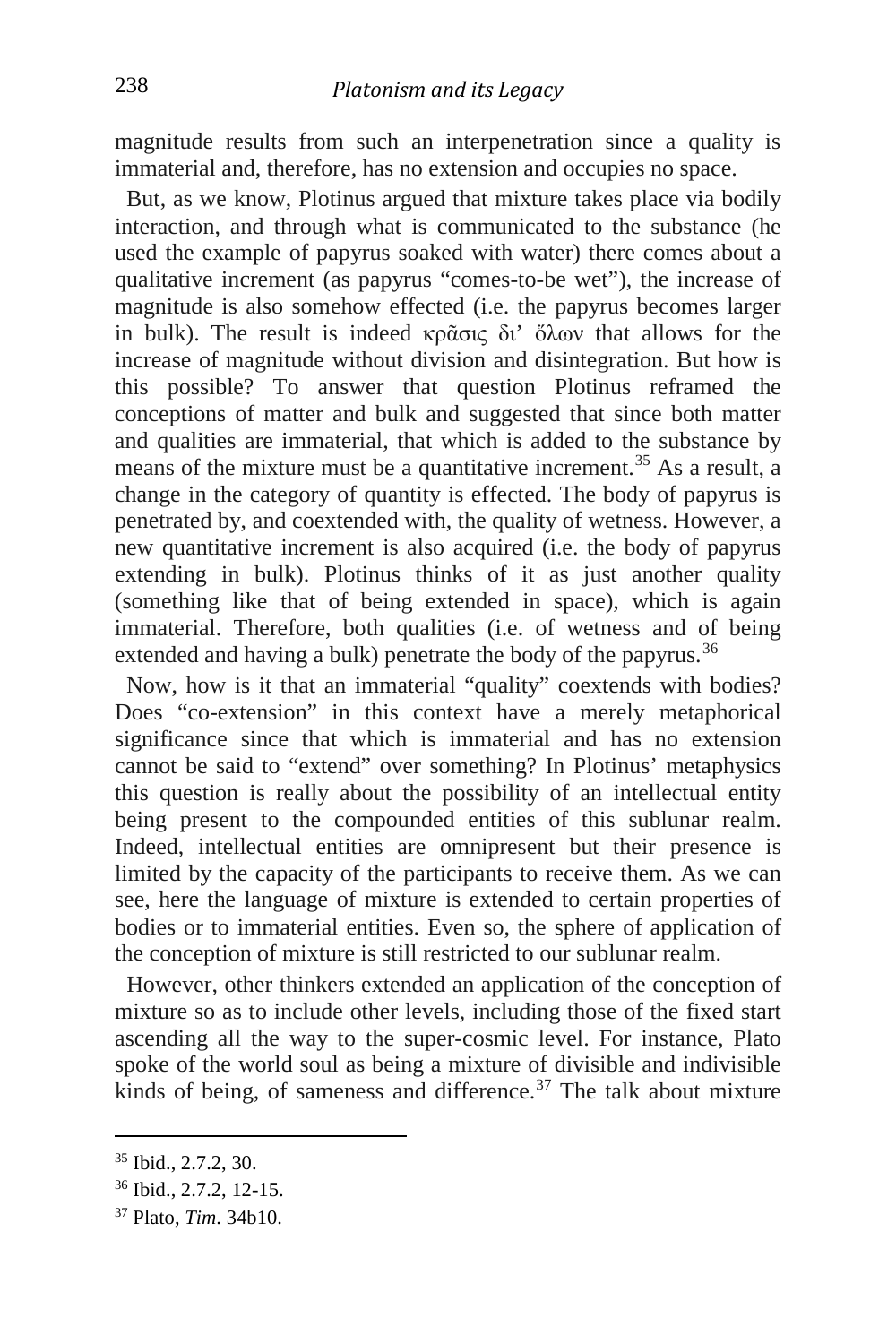magnitude results from such an interpenetration since a quality is immaterial and, therefore, has no extension and occupies no space.

But, as we know, Plotinus argued that mixture takes place via bodily interaction, and through what is communicated to the substance (he used the example of papyrus soaked with water) there comes about a qualitative increment (as papyrus "comes-to-be wet"), the increase of magnitude is also somehow effected (i.e. the papyrus becomes larger in bulk). The result is indeed κρᾶσις δι' ὅλων that allows for the increase of magnitude without division and disintegration. But how is this possible? To answer that question Plotinus reframed the conceptions of matter and bulk and suggested that since both matter and qualities are immaterial, that which is added to the substance by means of the mixture must be a quantitative increment.[35] As a result, a change in the category of quantity is effected. The body of papyrus is penetrated by, and coextended with, the quality of wetness. However, a new quantitative increment is also acquired (i.e. the body of papyrus extending in bulk). Plotinus thinks of it as just another quality (something like that of being extended in space), which is again immaterial. Therefore, both qualities (i.e. of wetness and of being extended and having a bulk) penetrate the body of the papyrus.[36]

Now, how is it that an immaterial "quality" coextends with bodies? Does "co-extension" in this context have a merely metaphorical significance since that which is immaterial and has no extension cannot be said to "extend" over something? In Plotinus' metaphysics this question is really about the possibility of an intellectual entity being present to the compounded entities of this sublunar realm. Indeed, intellectual entities are omnipresent but their presence is limited by the capacity of the participants to receive them. As we can see, here the language of mixture is extended to certain properties of bodies or to immaterial entities. Even so, the sphere of application of the conception of mixture is still restricted to our sublunar realm.

However, other thinkers extended an application of the conception of mixture so as to include other levels, including those of the fixed start ascending all the way to the super-cosmic level. For instance, Plato spoke of the world soul as being a mixture of divisible and indivisible kinds of being, of sameness and difference.[37] The talk about mixture

---

[35] Ibid., 2.7.2, 30.

[36] Ibid., 2.7.2, 12-15.

[37] Plato, *Tim*. 34b10.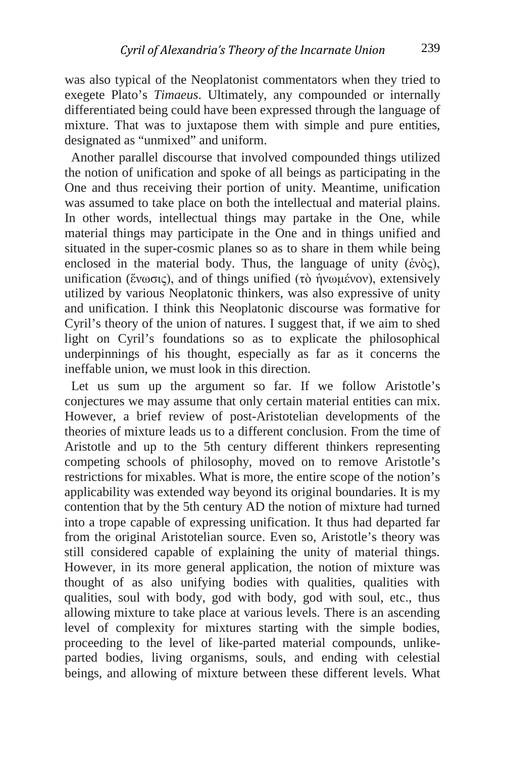was also typical of the Neoplatonist commentators when they tried to exegete Plato's *Timaeus*. Ultimately, any compounded or internally differentiated being could have been expressed through the language of mixture. That was to juxtapose them with simple and pure entities, designated as "unmixed" and uniform.

Another parallel discourse that involved compounded things utilized the notion of unification and spoke of all beings as participating in the One and thus receiving their portion of unity. Meantime, unification was assumed to take place on both the intellectual and material plains. In other words, intellectual things may partake in the One, while material things may participate in the One and in things unified and situated in the super-cosmic planes so as to share in them while being enclosed in the material body. Thus, the language of unity (ἑνὸς), unification (ἕνωσις), and of things unified (τὸ ἡνωμένον), extensively utilized by various Neoplatonic thinkers, was also expressive of unity and unification. I think this Neoplatonic discourse was formative for Cyril's theory of the union of natures. I suggest that, if we aim to shed light on Cyril's foundations so as to explicate the philosophical underpinnings of his thought, especially as far as it concerns the ineffable union, we must look in this direction.

Let us sum up the argument so far. If we follow Aristotle's conjectures we may assume that only certain material entities can mix. However, a brief review of post-Aristotelian developments of the theories of mixture leads us to a different conclusion. From the time of Aristotle and up to the 5th century different thinkers representing competing schools of philosophy, moved on to remove Aristotle's restrictions for mixables. What is more, the entire scope of the notion's applicability was extended way beyond its original boundaries. It is my contention that by the 5th century AD the notion of mixture had turned into a trope capable of expressing unification. It thus had departed far from the original Aristotelian source. Even so, Aristotle's theory was still considered capable of explaining the unity of material things. However, in its more general application, the notion of mixture was thought of as also unifying bodies with qualities, qualities with qualities, soul with body, god with body, god with soul, etc., thus allowing mixture to take place at various levels. There is an ascending level of complexity for mixtures starting with the simple bodies, proceeding to the level of like-parted material compounds, unlike-parted bodies, living organisms, souls, and ending with celestial beings, and allowing of mixture between these different levels. What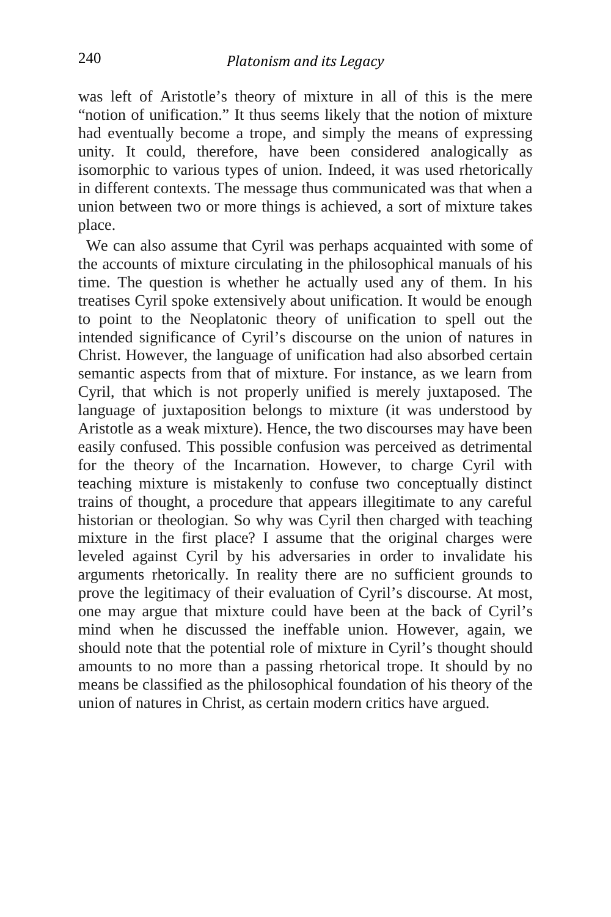was left of Aristotle's theory of mixture in all of this is the mere "notion of unification." It thus seems likely that the notion of mixture had eventually become a trope, and simply the means of expressing unity. It could, therefore, have been considered analogically as isomorphic to various types of union. Indeed, it was used rhetorically in different contexts. The message thus communicated was that when a union between two or more things is achieved, a sort of mixture takes place.

We can also assume that Cyril was perhaps acquainted with some of the accounts of mixture circulating in the philosophical manuals of his time. The question is whether he actually used any of them. In his treatises Cyril spoke extensively about unification. It would be enough to point to the Neoplatonic theory of unification to spell out the intended significance of Cyril's discourse on the union of natures in Christ. However, the language of unification had also absorbed certain semantic aspects from that of mixture. For instance, as we learn from Cyril, that which is not properly unified is merely juxtaposed. The language of juxtaposition belongs to mixture (it was understood by Aristotle as a weak mixture). Hence, the two discourses may have been easily confused. This possible confusion was perceived as detrimental for the theory of the Incarnation. However, to charge Cyril with teaching mixture is mistakenly to confuse two conceptually distinct trains of thought, a procedure that appears illegitimate to any careful historian or theologian. So why was Cyril then charged with teaching mixture in the first place? I assume that the original charges were leveled against Cyril by his adversaries in order to invalidate his arguments rhetorically. In reality there are no sufficient grounds to prove the legitimacy of their evaluation of Cyril's discourse. At most, one may argue that mixture could have been at the back of Cyril's mind when he discussed the ineffable union. However, again, we should note that the potential role of mixture in Cyril's thought should amounts to no more than a passing rhetorical trope. It should by no means be classified as the philosophical foundation of his theory of the union of natures in Christ, as certain modern critics have argued.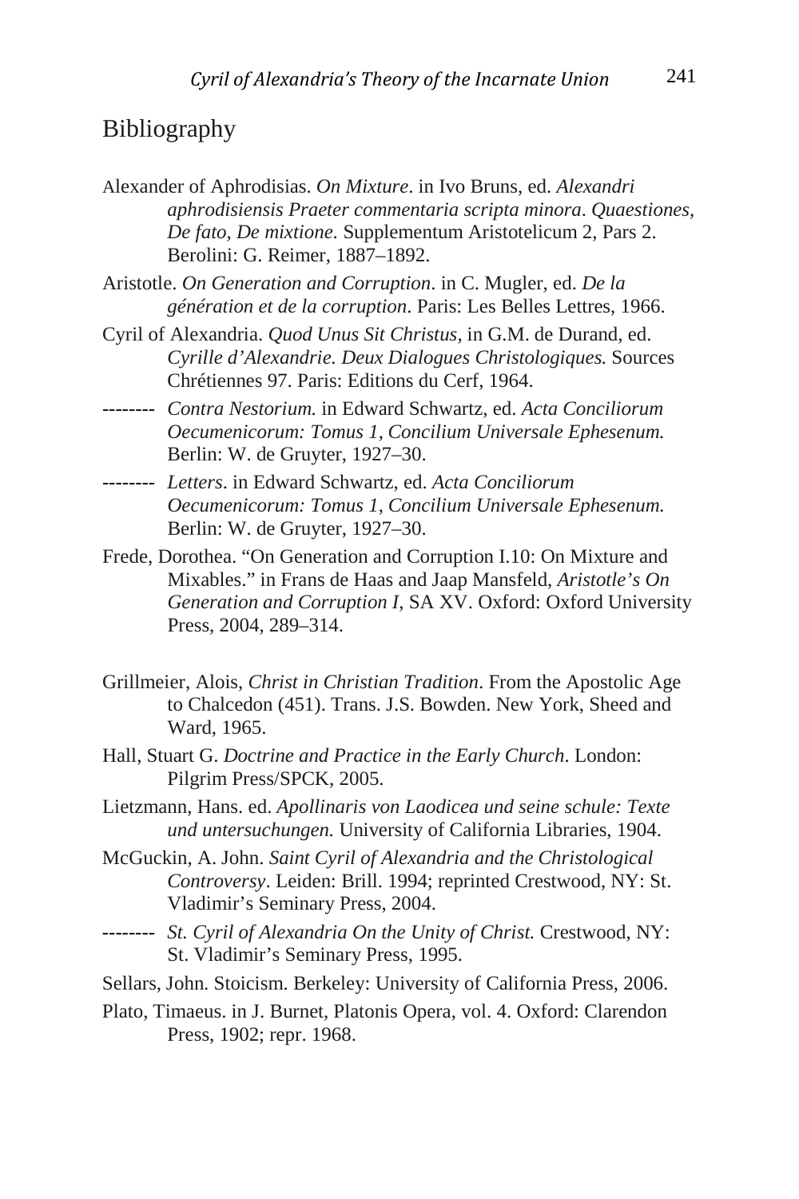# Bibliography

Alexander of Aphrodisias. *On Mixture*. in Ivo Bruns, ed. *Alexandri aphrodisiensis Praeter commentaria scripta minora. Quaestiones, De fato, De mixtione.* Supplementum Aristotelicum 2, Pars 2. Berolini: G. Reimer, 1887–1892.

Aristotle. *On Generation and Corruption*. in C. Mugler, ed. *De la génération et de la corruption*. Paris: Les Belles Lettres, 1966.

Cyril of Alexandria. *Quod Unus Sit Christus*, in G.M. de Durand, ed. *Cyrille d'Alexandrie. Deux Dialogues Christologiques.* Sources Chrétiennes 97. Paris: Editions du Cerf, 1964.

-------- *Contra Nestorium.* in Edward Schwartz, ed. *Acta Conciliorum Oecumenicorum: Tomus 1, Concilium Universale Ephesenum.* Berlin: W. de Gruyter, 1927–30.

-------- *Letters*. in Edward Schwartz, ed. *Acta Conciliorum Oecumenicorum: Tomus 1, Concilium Universale Ephesenum.* Berlin: W. de Gruyter, 1927–30.

Frede, Dorothea. "On Generation and Corruption I.10: On Mixture and Mixables." in Frans de Haas and Jaap Mansfeld, *Aristotle's On Generation and Corruption I*, SA XV. Oxford: Oxford University Press, 2004, 289–314.

Grillmeier, Alois, *Christ in Christian Tradition*. From the Apostolic Age to Chalcedon (451). Trans. J.S. Bowden. New York, Sheed and Ward, 1965.

Hall, Stuart G. *Doctrine and Practice in the Early Church*. London: Pilgrim Press/SPCK, 2005.

Lietzmann, Hans. ed. *Apollinaris von Laodicea und seine schule: Texte und untersuchungen.* University of California Libraries, 1904.

McGuckin, A. John. *Saint Cyril of Alexandria and the Christological Controversy*. Leiden: Brill. 1994; reprinted Crestwood, NY: St. Vladimir's Seminary Press, 2004.

-------- *St. Cyril of Alexandria On the Unity of Christ.* Crestwood, NY: St. Vladimir's Seminary Press, 1995.

Sellars, John. Stoicism. Berkeley: University of California Press, 2006.

Plato, Timaeus. in J. Burnet, Platonis Opera, vol. 4. Oxford: Clarendon Press, 1902; repr. 1968.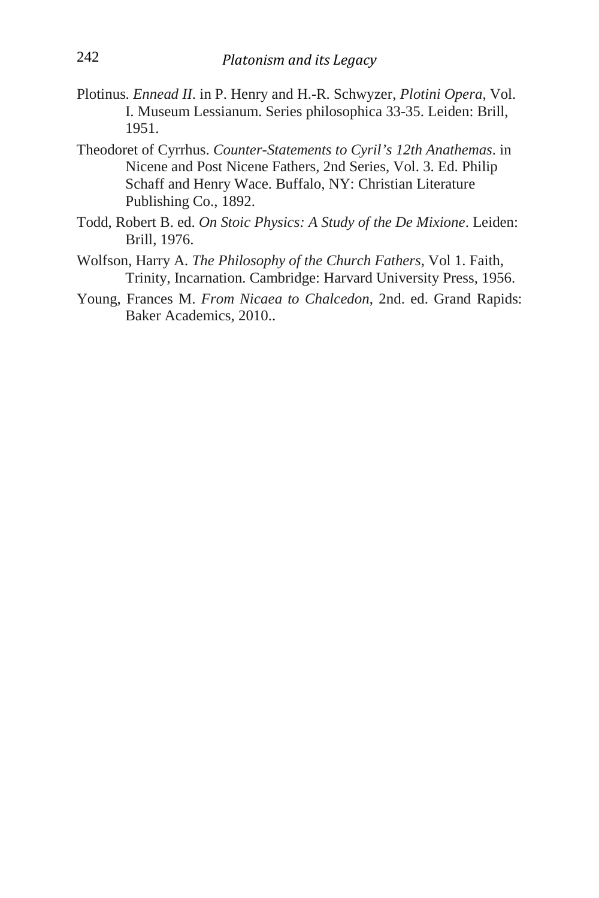Plotinus. *Ennead II*. in P. Henry and H.-R. Schwyzer, *Plotini Opera*, Vol. I. Museum Lessianum. Series philosophica 33-35. Leiden: Brill, 1951.

Theodoret of Cyrrhus. *Counter-Statements to Cyril's 12th Anathemas*. in Nicene and Post Nicene Fathers, 2nd Series, Vol. 3. Ed. Philip Schaff and Henry Wace. Buffalo, NY: Christian Literature Publishing Co., 1892.

Todd, Robert B. ed. *On Stoic Physics: A Study of the De Mixione*. Leiden: Brill, 1976.

Wolfson, Harry A. *The Philosophy of the Church Fathers*, Vol 1. Faith, Trinity, Incarnation. Cambridge: Harvard University Press, 1956.

Young, Frances M. *From Nicaea to Chalcedon*, 2nd. ed. Grand Rapids: Baker Academics, 2010..